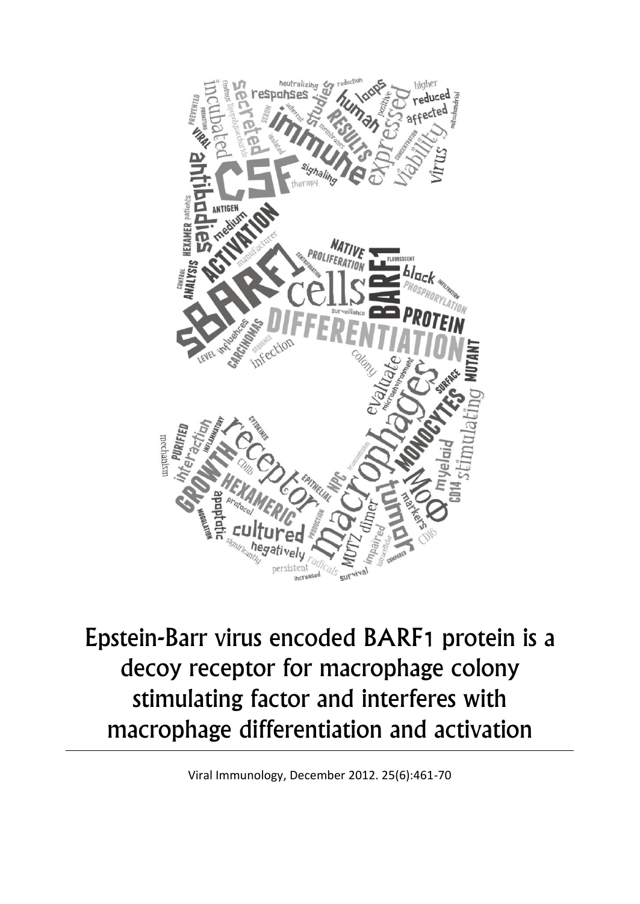# Epstein-Barr virus encoded BARF1 protein is a decoy receptor for macrophage colony stimulating factor and interferes with macrophage differentiation and activation

Viral Immunology, December 2012. 25(6):461-70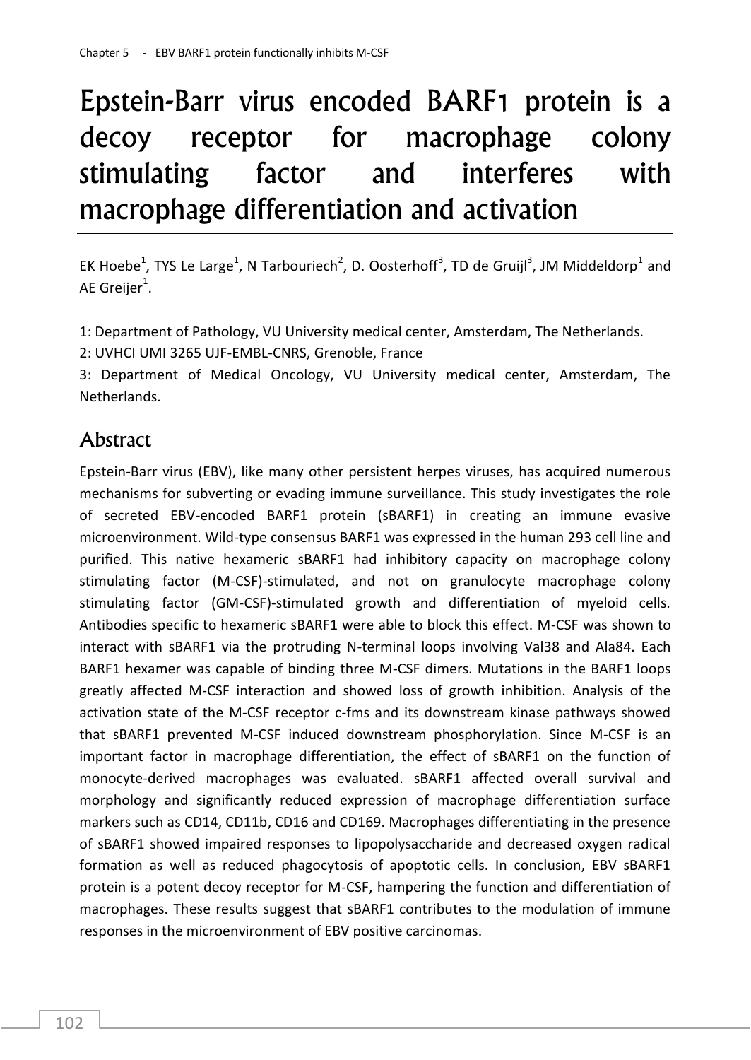# Epstein-Barr virus encoded BARF1 protein is a decoy receptor for macrophage colony stimulating factor and interferes with macrophage differentiation and activation

EK Hoebe[1], TYS Le Large[1], N Tarbouriech[2], D. Oosterhoff[3], TD de Gruijl[3], JM Middeldorp[1] and AE Greijer[1].

1: Department of Pathology, VU University medical center, Amsterdam, The Netherlands.

2: UVHCI UMI 3265 UJF-EMBL-CNRS, Grenoble, France

3: Department of Medical Oncology, VU University medical center, Amsterdam, The Netherlands.

## Abstract

Epstein-Barr virus (EBV), like many other persistent herpes viruses, has acquired numerous mechanisms for subverting or evading immune surveillance. This study investigates the role of secreted EBV-encoded BARF1 protein (sBARF1) in creating an immune evasive microenvironment. Wild-type consensus BARF1 was expressed in the human 293 cell line and purified. This native hexameric sBARF1 had inhibitory capacity on macrophage colony stimulating factor (M-CSF)-stimulated, and not on granulocyte macrophage colony stimulating factor (GM-CSF)-stimulated growth and differentiation of myeloid cells. Antibodies specific to hexameric sBARF1 were able to block this effect. M-CSF was shown to interact with sBARF1 via the protruding N-terminal loops involving Val38 and Ala84. Each BARF1 hexamer was capable of binding three M-CSF dimers. Mutations in the BARF1 loops greatly affected M-CSF interaction and showed loss of growth inhibition. Analysis of the activation state of the M-CSF receptor c-fms and its downstream kinase pathways showed that sBARF1 prevented M-CSF induced downstream phosphorylation. Since M-CSF is an important factor in macrophage differentiation, the effect of sBARF1 on the function of monocyte-derived macrophages was evaluated. sBARF1 affected overall survival and morphology and significantly reduced expression of macrophage differentiation surface markers such as CD14, CD11b, CD16 and CD169. Macrophages differentiating in the presence of sBARF1 showed impaired responses to lipopolysaccharide and decreased oxygen radical formation as well as reduced phagocytosis of apoptotic cells. In conclusion, EBV sBARF1 protein is a potent decoy receptor for M-CSF, hampering the function and differentiation of macrophages. These results suggest that sBARF1 contributes to the modulation of immune responses in the microenvironment of EBV positive carcinomas.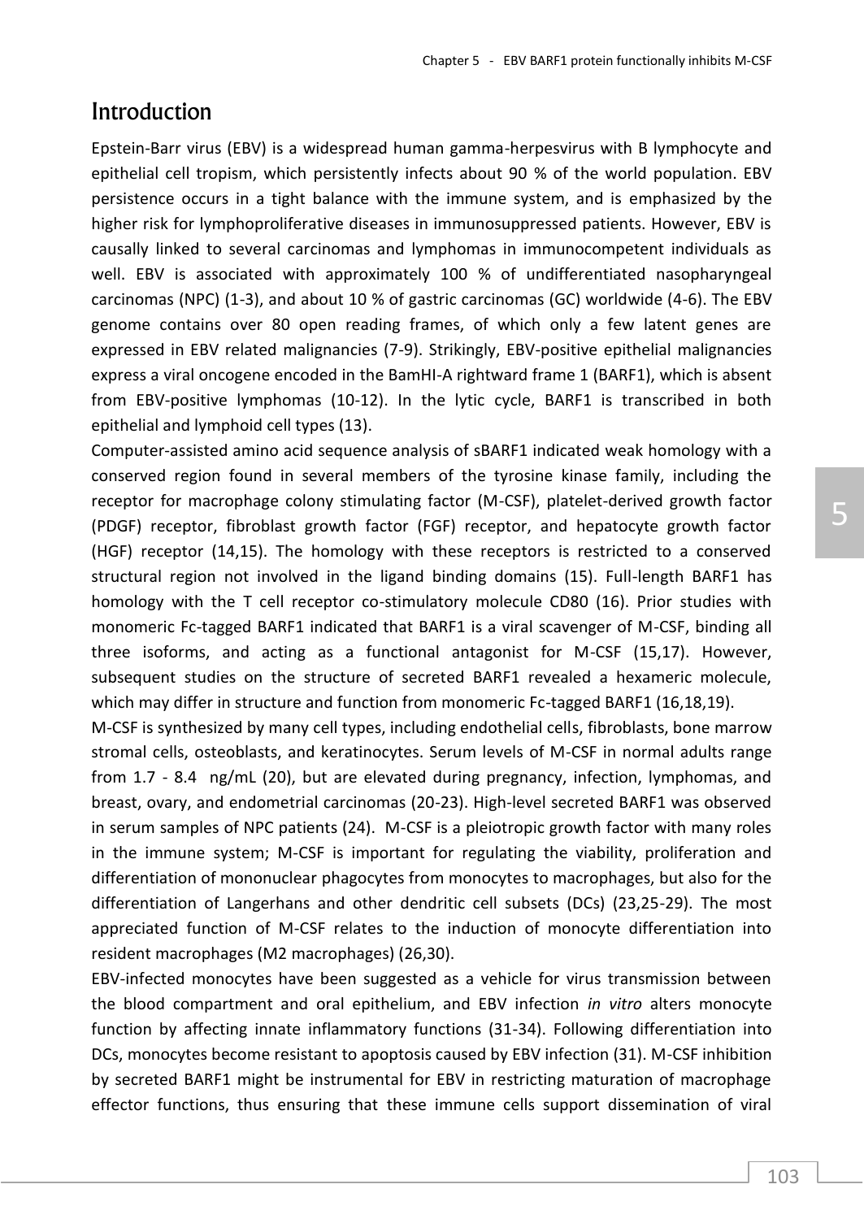## Introduction

Epstein-Barr virus (EBV) is a widespread human gamma-herpesvirus with B lymphocyte and epithelial cell tropism, which persistently infects about 90 % of the world population. EBV persistence occurs in a tight balance with the immune system, and is emphasized by the higher risk for lymphoproliferative diseases in immunosuppressed patients. However, EBV is causally linked to several carcinomas and lymphomas in immunocompetent individuals as well. EBV is associated with approximately 100 % of undifferentiated nasopharyngeal carcinomas (NPC) (1-3), and about 10 % of gastric carcinomas (GC) worldwide (4-6). The EBV genome contains over 80 open reading frames, of which only a few latent genes are expressed in EBV related malignancies (7-9). Strikingly, EBV-positive epithelial malignancies express a viral oncogene encoded in the BamHI-A rightward frame 1 (BARF1), which is absent from EBV-positive lymphomas (10-12). In the lytic cycle, BARF1 is transcribed in both epithelial and lymphoid cell types (13).

Computer-assisted amino acid sequence analysis of sBARF1 indicated weak homology with a conserved region found in several members of the tyrosine kinase family, including the receptor for macrophage colony stimulating factor (M-CSF), platelet-derived growth factor (PDGF) receptor, fibroblast growth factor (FGF) receptor, and hepatocyte growth factor (HGF) receptor (14,15). The homology with these receptors is restricted to a conserved structural region not involved in the ligand binding domains (15). Full-length BARF1 has homology with the T cell receptor co-stimulatory molecule CD80 (16). Prior studies with monomeric Fc-tagged BARF1 indicated that BARF1 is a viral scavenger of M-CSF, binding all three isoforms, and acting as a functional antagonist for M-CSF (15,17). However, subsequent studies on the structure of secreted BARF1 revealed a hexameric molecule, which may differ in structure and function from monomeric Fc-tagged BARF1 (16,18,19).

M-CSF is synthesized by many cell types, including endothelial cells, fibroblasts, bone marrow stromal cells, osteoblasts, and keratinocytes. Serum levels of M-CSF in normal adults range from 1.7 - 8.4 ng/mL (20), but are elevated during pregnancy, infection, lymphomas, and breast, ovary, and endometrial carcinomas (20-23). High-level secreted BARF1 was observed in serum samples of NPC patients (24). M-CSF is a pleiotropic growth factor with many roles in the immune system; M-CSF is important for regulating the viability, proliferation and differentiation of mononuclear phagocytes from monocytes to macrophages, but also for the differentiation of Langerhans and other dendritic cell subsets (DCs) (23,25-29). The most appreciated function of M-CSF relates to the induction of monocyte differentiation into resident macrophages (M2 macrophages) (26,30).

EBV-infected monocytes have been suggested as a vehicle for virus transmission between the blood compartment and oral epithelium, and EBV infection *in vitro* alters monocyte function by affecting innate inflammatory functions (31-34). Following differentiation into DCs, monocytes become resistant to apoptosis caused by EBV infection (31). M-CSF inhibition by secreted BARF1 might be instrumental for EBV in restricting maturation of macrophage effector functions, thus ensuring that these immune cells support dissemination of viral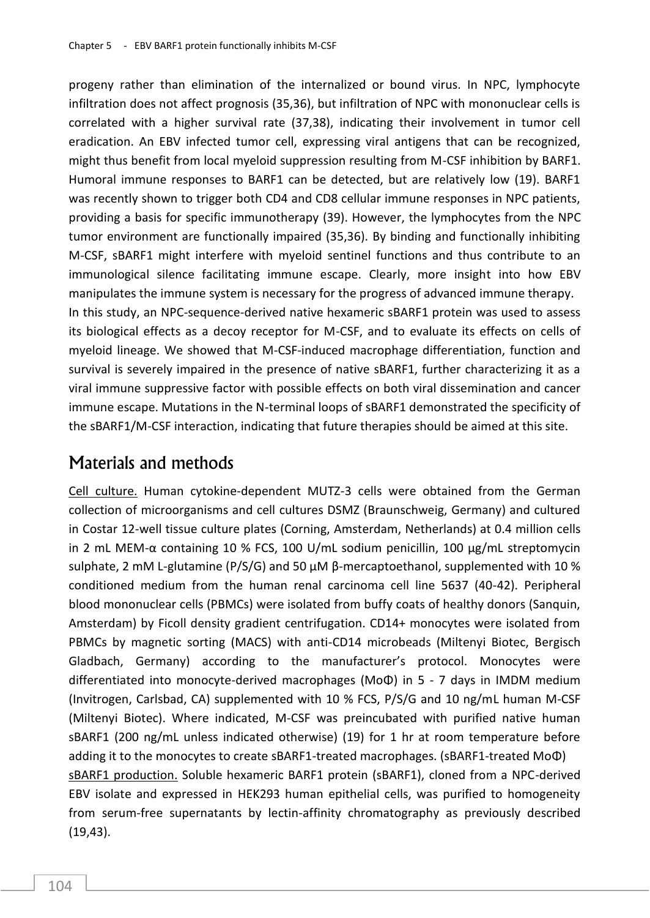progeny rather than elimination of the internalized or bound virus. In NPC, lymphocyte infiltration does not affect prognosis (35,36), but infiltration of NPC with mononuclear cells is correlated with a higher survival rate (37,38), indicating their involvement in tumor cell eradication. An EBV infected tumor cell, expressing viral antigens that can be recognized, might thus benefit from local myeloid suppression resulting from M-CSF inhibition by BARF1. Humoral immune responses to BARF1 can be detected, but are relatively low (19). BARF1 was recently shown to trigger both CD4 and CD8 cellular immune responses in NPC patients, providing a basis for specific immunotherapy (39). However, the lymphocytes from the NPC tumor environment are functionally impaired (35,36). By binding and functionally inhibiting M-CSF, sBARF1 might interfere with myeloid sentinel functions and thus contribute to an immunological silence facilitating immune escape. Clearly, more insight into how EBV manipulates the immune system is necessary for the progress of advanced immune therapy.

In this study, an NPC-sequence-derived native hexameric sBARF1 protein was used to assess its biological effects as a decoy receptor for M-CSF, and to evaluate its effects on cells of myeloid lineage. We showed that M-CSF-induced macrophage differentiation, function and survival is severely impaired in the presence of native sBARF1, further characterizing it as a viral immune suppressive factor with possible effects on both viral dissemination and cancer immune escape. Mutations in the N-terminal loops of sBARF1 demonstrated the specificity of the sBARF1/M-CSF interaction, indicating that future therapies should be aimed at this site.

## Materials and methods

Cell culture. Human cytokine-dependent MUTZ-3 cells were obtained from the German collection of microorganisms and cell cultures DSMZ (Braunschweig, Germany) and cultured in Costar 12-well tissue culture plates (Corning, Amsterdam, Netherlands) at 0.4 million cells in 2 mL MEM-α containing 10 % FCS, 100 U/mL sodium penicillin, 100 µg/mL streptomycin sulphate, 2 mM L-glutamine (P/S/G) and 50 µM β-mercaptoethanol, supplemented with 10 % conditioned medium from the human renal carcinoma cell line 5637 (40-42). Peripheral blood mononuclear cells (PBMCs) were isolated from buffy coats of healthy donors (Sanquin, Amsterdam) by Ficoll density gradient centrifugation. CD14+ monocytes were isolated from PBMCs by magnetic sorting (MACS) with anti-CD14 microbeads (Miltenyi Biotec, Bergisch Gladbach, Germany) according to the manufacturer's protocol. Monocytes were differentiated into monocyte-derived macrophages (MoΦ) in 5 - 7 days in IMDM medium (Invitrogen, Carlsbad, CA) supplemented with 10 % FCS, P/S/G and 10 ng/mL human M-CSF (Miltenyi Biotec). Where indicated, M-CSF was preincubated with purified native human sBARF1 (200 ng/mL unless indicated otherwise) (19) for 1 hr at room temperature before adding it to the monocytes to create sBARF1-treated macrophages. (sBARF1-treated MoΦ)

sBARF1 production. Soluble hexameric BARF1 protein (sBARF1), cloned from a NPC-derived EBV isolate and expressed in HEK293 human epithelial cells, was purified to homogeneity from serum-free supernatants by lectin-affinity chromatography as previously described (19,43).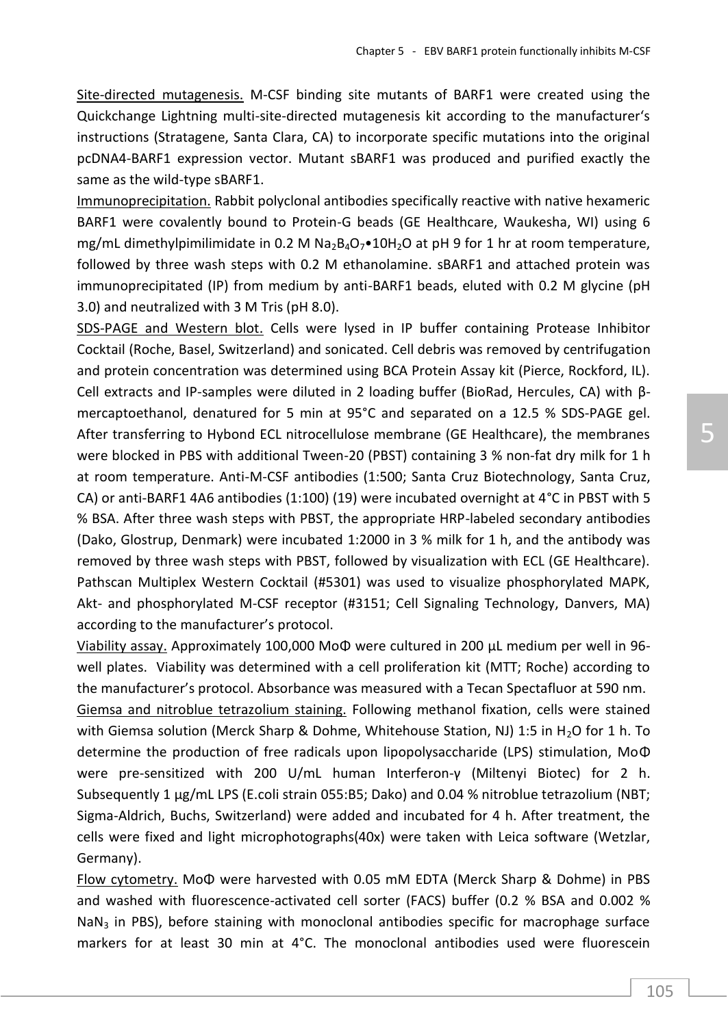Site-directed mutagenesis. M-CSF binding site mutants of BARF1 were created using the Quickchange Lightning multi-site-directed mutagenesis kit according to the manufacturer's instructions (Stratagene, Santa Clara, CA) to incorporate specific mutations into the original pcDNA4-BARF1 expression vector. Mutant sBARF1 was produced and purified exactly the same as the wild-type sBARF1.

Immunoprecipitation. Rabbit polyclonal antibodies specifically reactive with native hexameric BARF1 were covalently bound to Protein-G beads (GE Healthcare, Waukesha, WI) using 6 mg/mL dimethylpimilimidate in 0.2 M $Na_2B_4O_7 \cdot 10H_2O$ at pH 9 for 1 hr at room temperature, followed by three wash steps with 0.2 M ethanolamine. sBARF1 and attached protein was immunoprecipitated (IP) from medium by anti-BARF1 beads, eluted with 0.2 M glycine (pH 3.0) and neutralized with 3 M Tris (pH 8.0).

SDS-PAGE and Western blot. Cells were lysed in IP buffer containing Protease Inhibitor Cocktail (Roche, Basel, Switzerland) and sonicated. Cell debris was removed by centrifugation and protein concentration was determined using BCA Protein Assay kit (Pierce, Rockford, IL). Cell extracts and IP-samples were diluted in 2 loading buffer (BioRad, Hercules, CA) with β-mercaptoethanol, denatured for 5 min at 95°C and separated on a 12.5 % SDS-PAGE gel. After transferring to Hybond ECL nitrocellulose membrane (GE Healthcare), the membranes were blocked in PBS with additional Tween-20 (PBST) containing 3 % non-fat dry milk for 1 h at room temperature. Anti-M-CSF antibodies (1:500; Santa Cruz Biotechnology, Santa Cruz, CA) or anti-BARF1 4A6 antibodies (1:100) (19) were incubated overnight at 4°C in PBST with 5 % BSA. After three wash steps with PBST, the appropriate HRP-labeled secondary antibodies (Dako, Glostrup, Denmark) were incubated 1:2000 in 3 % milk for 1 h, and the antibody was removed by three wash steps with PBST, followed by visualization with ECL (GE Healthcare). Pathscan Multiplex Western Cocktail (#5301) was used to visualize phosphorylated MAPK, Akt- and phosphorylated M-CSF receptor (#3151; Cell Signaling Technology, Danvers, MA) according to the manufacturer's protocol.

Viability assay. Approximately 100,000 MoΦ were cultured in 200 µL medium per well in 96-well plates. Viability was determined with a cell proliferation kit (MTT; Roche) according to the manufacturer's protocol. Absorbance was measured with a Tecan Spectafluor at 590 nm.

Giemsa and nitroblue tetrazolium staining. Following methanol fixation, cells were stained with Giemsa solution (Merck Sharp & Dohme, Whitehouse Station, NJ) 1:5 in $H_2O$ for 1 h. To determine the production of free radicals upon lipopolysaccharide (LPS) stimulation, MoΦ were pre-sensitized with 200 U/mL human Interferon-γ (Miltenyi Biotec) for 2 h. Subsequently 1 µg/mL LPS (E.coli strain 055:B5; Dako) and 0.04 % nitroblue tetrazolium (NBT; Sigma-Aldrich, Buchs, Switzerland) were added and incubated for 4 h. After treatment, the cells were fixed and light microphotographs(40x) were taken with Leica software (Wetzlar, Germany).

Flow cytometry. MoΦ were harvested with 0.05 mM EDTA (Merck Sharp & Dohme) in PBS and washed with fluorescence-activated cell sorter (FACS) buffer (0.2 % BSA and 0.002 % $NaN_3$ in PBS), before staining with monoclonal antibodies specific for macrophage surface markers for at least 30 min at 4°C. The monoclonal antibodies used were fluorescein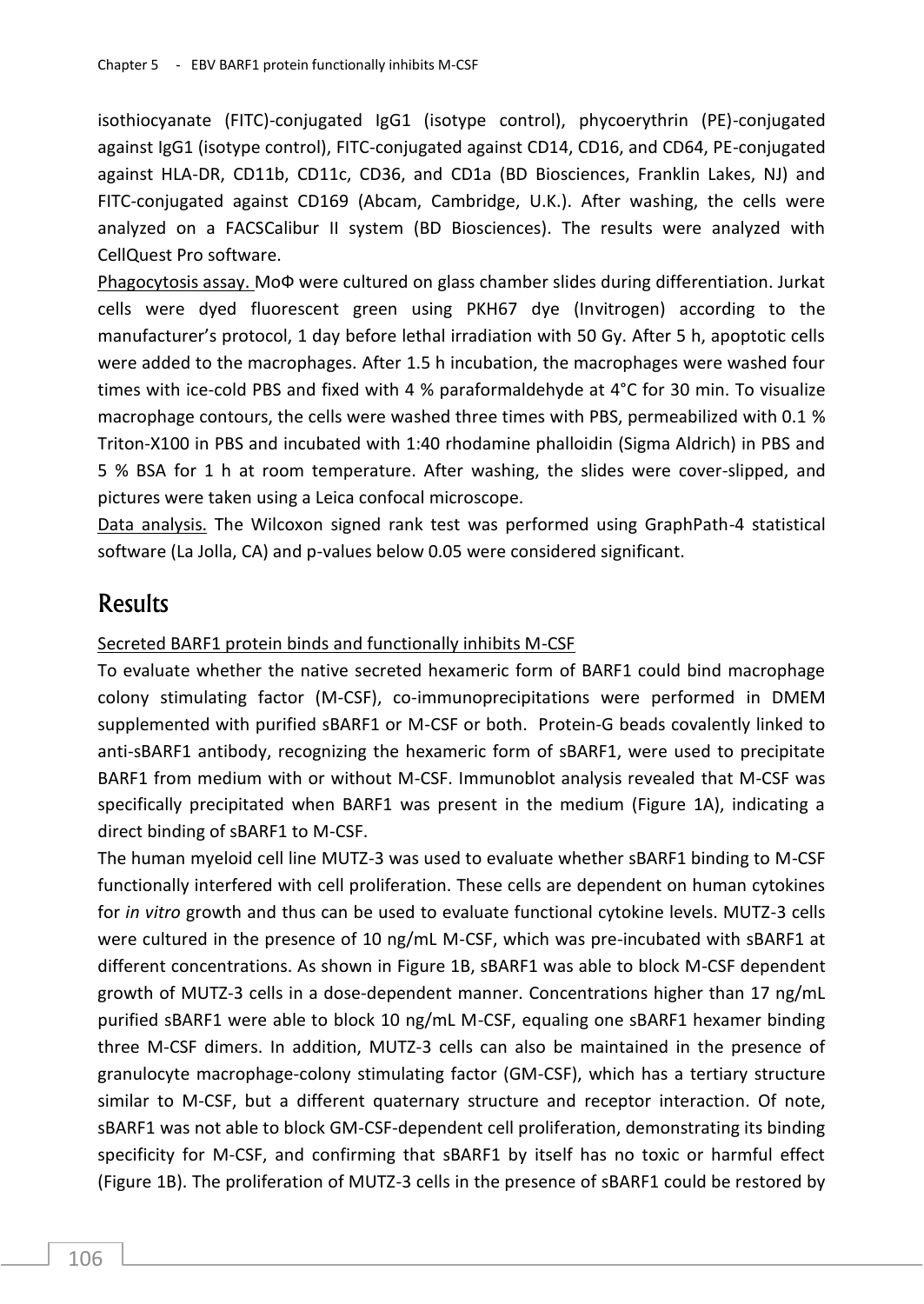isothiocyanate (FITC)-conjugated IgG1 (isotype control), phycoerythrin (PE)-conjugated against IgG1 (isotype control), FITC-conjugated against CD14, CD16, and CD64, PE-conjugated against HLA-DR, CD11b, CD11c, CD36, and CD1a (BD Biosciences, Franklin Lakes, NJ) and FITC-conjugated against CD169 (Abcam, Cambridge, U.K.). After washing, the cells were analyzed on a FACSCalibur II system (BD Biosciences). The results were analyzed with CellQuest Pro software.

Phagocytosis assay. MoΦ were cultured on glass chamber slides during differentiation. Jurkat cells were dyed fluorescent green using PKH67 dye (Invitrogen) according to the manufacturer's protocol, 1 day before lethal irradiation with 50 Gy. After 5 h, apoptotic cells were added to the macrophages. After 1.5 h incubation, the macrophages were washed four times with ice-cold PBS and fixed with 4 % paraformaldehyde at 4°C for 30 min. To visualize macrophage contours, the cells were washed three times with PBS, permeabilized with 0.1 % Triton-X100 in PBS and incubated with 1:40 rhodamine phalloidin (Sigma Aldrich) in PBS and 5 % BSA for 1 h at room temperature. After washing, the slides were cover-slipped, and pictures were taken using a Leica confocal microscope.

Data analysis. The Wilcoxon signed rank test was performed using GraphPath-4 statistical software (La Jolla, CA) and p-values below 0.05 were considered significant.

# Results

Secreted BARF1 protein binds and functionally inhibits M-CSF

To evaluate whether the native secreted hexameric form of BARF1 could bind macrophage colony stimulating factor (M-CSF), co-immunoprecipitations were performed in DMEM supplemented with purified sBARF1 or M-CSF or both. Protein-G beads covalently linked to anti-sBARF1 antibody, recognizing the hexameric form of sBARF1, were used to precipitate BARF1 from medium with or without M-CSF. Immunoblot analysis revealed that M-CSF was specifically precipitated when BARF1 was present in the medium (Figure 1A), indicating a direct binding of sBARF1 to M-CSF.

The human myeloid cell line MUTZ-3 was used to evaluate whether sBARF1 binding to M-CSF functionally interfered with cell proliferation. These cells are dependent on human cytokines for *in vitro* growth and thus can be used to evaluate functional cytokine levels. MUTZ-3 cells were cultured in the presence of 10 ng/mL M-CSF, which was pre-incubated with sBARF1 at different concentrations. As shown in Figure 1B, sBARF1 was able to block M-CSF dependent growth of MUTZ-3 cells in a dose-dependent manner. Concentrations higher than 17 ng/mL purified sBARF1 were able to block 10 ng/mL M-CSF, equaling one sBARF1 hexamer binding three M-CSF dimers. In addition, MUTZ-3 cells can also be maintained in the presence of granulocyte macrophage-colony stimulating factor (GM-CSF), which has a tertiary structure similar to M-CSF, but a different quaternary structure and receptor interaction. Of note, sBARF1 was not able to block GM-CSF-dependent cell proliferation, demonstrating its binding specificity for M-CSF, and confirming that sBARF1 by itself has no toxic or harmful effect (Figure 1B). The proliferation of MUTZ-3 cells in the presence of sBARF1 could be restored by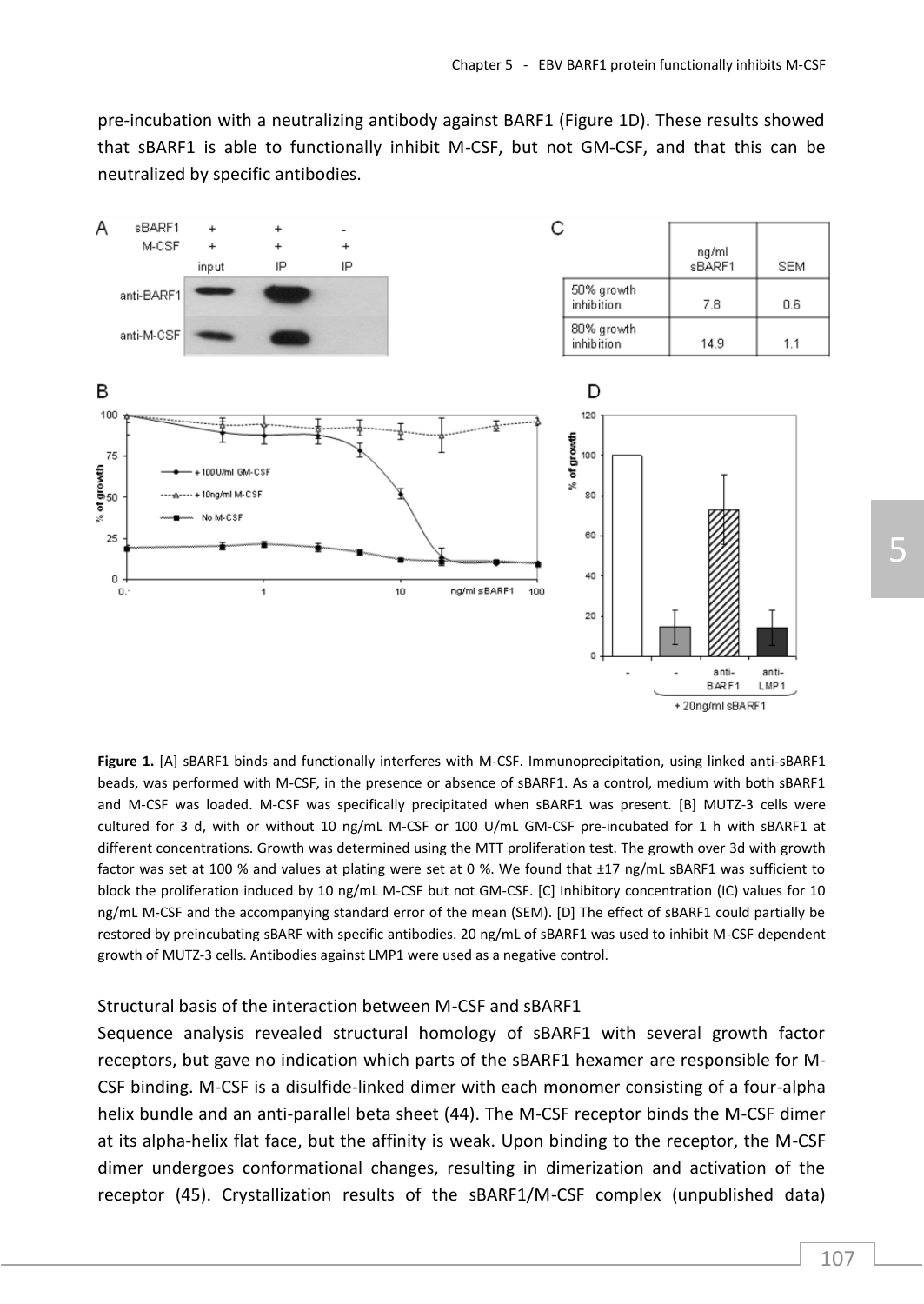pre-incubation with a neutralizing antibody against BARF1 (Figure 1D). These results showed that sBARF1 is able to functionally inhibit M-CSF, but not GM-CSF, and that this can be neutralized by specific antibodies.

|  | ng/ml sBARF1 | SEM |
|---|---|---|
| 50% growth inhibition | 7.8 | 0.6 |
| 80% growth inhibition | 14.9 | 1.1 |

**Figure 1.** [A] sBARF1 binds and functionally interferes with M-CSF. Immunoprecipitation, using linked anti-sBARF1 beads, was performed with M-CSF, in the presence or absence of sBARF1. As a control, medium with both sBARF1 and M-CSF was loaded. M-CSF was specifically precipitated when sBARF1 was present. [B] MUTZ-3 cells were cultured for 3 d, with or without 10 ng/mL M-CSF or 100 U/mL GM-CSF pre-incubated for 1 h with sBARF1 at different concentrations. Growth was determined using the MTT proliferation test. The growth over 3d with growth factor was set at 100 % and values at plating were set at 0 %. We found that ±17 ng/mL sBARF1 was sufficient to block the proliferation induced by 10 ng/mL M-CSF but not GM-CSF. [C] Inhibitory concentration (IC) values for 10 ng/mL M-CSF and the accompanying standard error of the mean (SEM). [D] The effect of sBARF1 could partially be restored by preincubating sBARF with specific antibodies. 20 ng/mL of sBARF1 was used to inhibit M-CSF dependent growth of MUTZ-3 cells. Antibodies against LMP1 were used as a negative control.

## Structural basis of the interaction between M-CSF and sBARF1

Sequence analysis revealed structural homology of sBARF1 with several growth factor receptors, but gave no indication which parts of the sBARF1 hexamer are responsible for M-CSF binding. M-CSF is a disulfide-linked dimer with each monomer consisting of a four-alpha helix bundle and an anti-parallel beta sheet (44). The M-CSF receptor binds the M-CSF dimer at its alpha-helix flat face, but the affinity is weak. Upon binding to the receptor, the M-CSF dimer undergoes conformational changes, resulting in dimerization and activation of the receptor (45). Crystallization results of the sBARF1/M-CSF complex (unpublished data)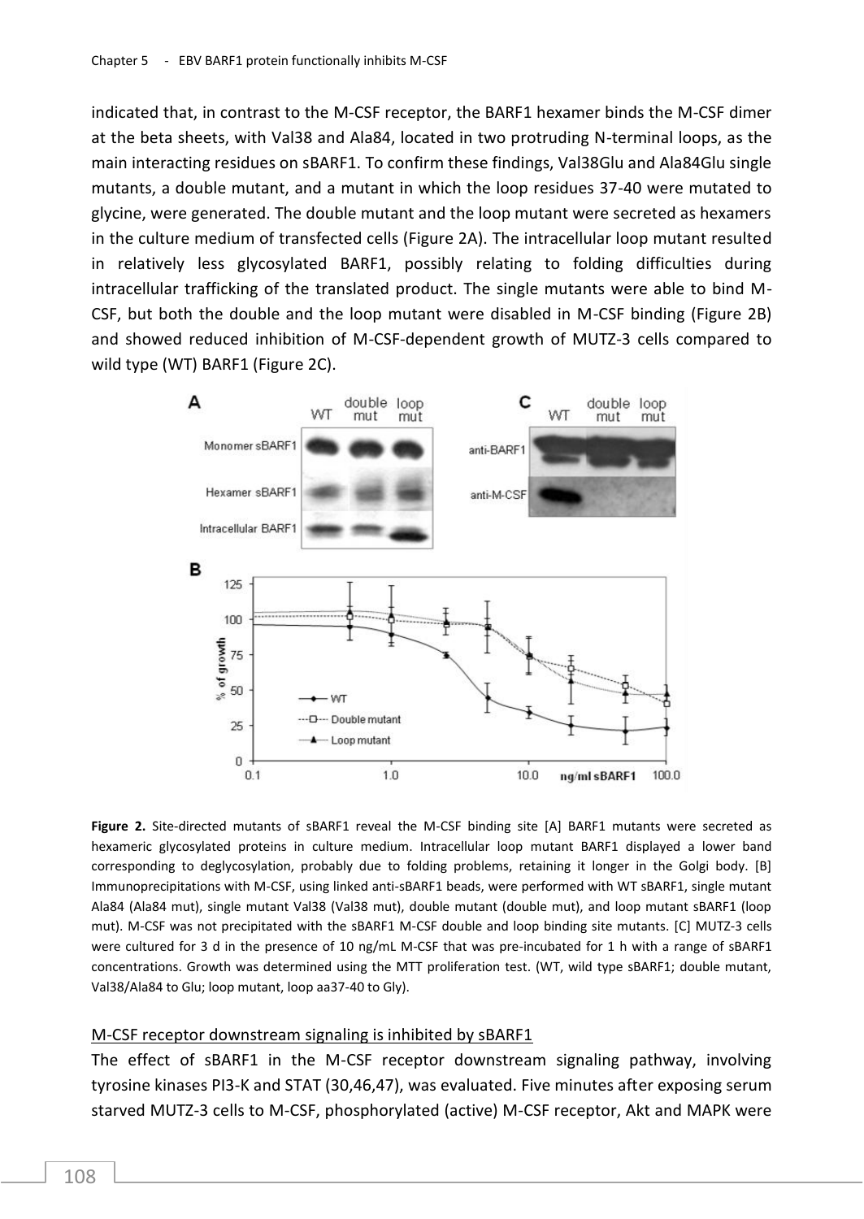indicated that, in contrast to the M-CSF receptor, the BARF1 hexamer binds the M-CSF dimer at the beta sheets, with Val38 and Ala84, located in two protruding N-terminal loops, as the main interacting residues on sBARF1. To confirm these findings, Val38Glu and Ala84Glu single mutants, a double mutant, and a mutant in which the loop residues 37-40 were mutated to glycine, were generated. The double mutant and the loop mutant were secreted as hexamers in the culture medium of transfected cells (Figure 2A). The intracellular loop mutant resulted in relatively less glycosylated BARF1, possibly relating to folding difficulties during intracellular trafficking of the translated product. The single mutants were able to bind M-CSF, but both the double and the loop mutant were disabled in M-CSF binding (Figure 2B) and showed reduced inhibition of M-CSF-dependent growth of MUTZ-3 cells compared to wild type (WT) BARF1 (Figure 2C).

**Figure 2.** Site-directed mutants of sBARF1 reveal the M-CSF binding site [A] BARF1 mutants were secreted as hexameric glycosylated proteins in culture medium. Intracellular loop mutant BARF1 displayed a lower band corresponding to deglycosylation, probably due to folding problems, retaining it longer in the Golgi body. [B] Immunoprecipitations with M-CSF, using linked anti-sBARF1 beads, were performed with WT sBARF1, single mutant Ala84 (Ala84 mut), single mutant Val38 (Val38 mut), double mutant (double mut), and loop mutant sBARF1 (loop mut). M-CSF was not precipitated with the sBARF1 M-CSF double and loop binding site mutants. [C] MUTZ-3 cells were cultured for 3 d in the presence of 10 ng/mL M-CSF that was pre-incubated for 1 h with a range of sBARF1 concentrations. Growth was determined using the MTT proliferation test. (WT, wild type sBARF1; double mutant, Val38/Ala84 to Glu; loop mutant, loop aa37-40 to Gly).

## M-CSF receptor downstream signaling is inhibited by sBARF1

The effect of sBARF1 in the M-CSF receptor downstream signaling pathway, involving tyrosine kinases PI3-K and STAT (30,46,47), was evaluated. Five minutes after exposing serum starved MUTZ-3 cells to M-CSF, phosphorylated (active) M-CSF receptor, Akt and MAPK were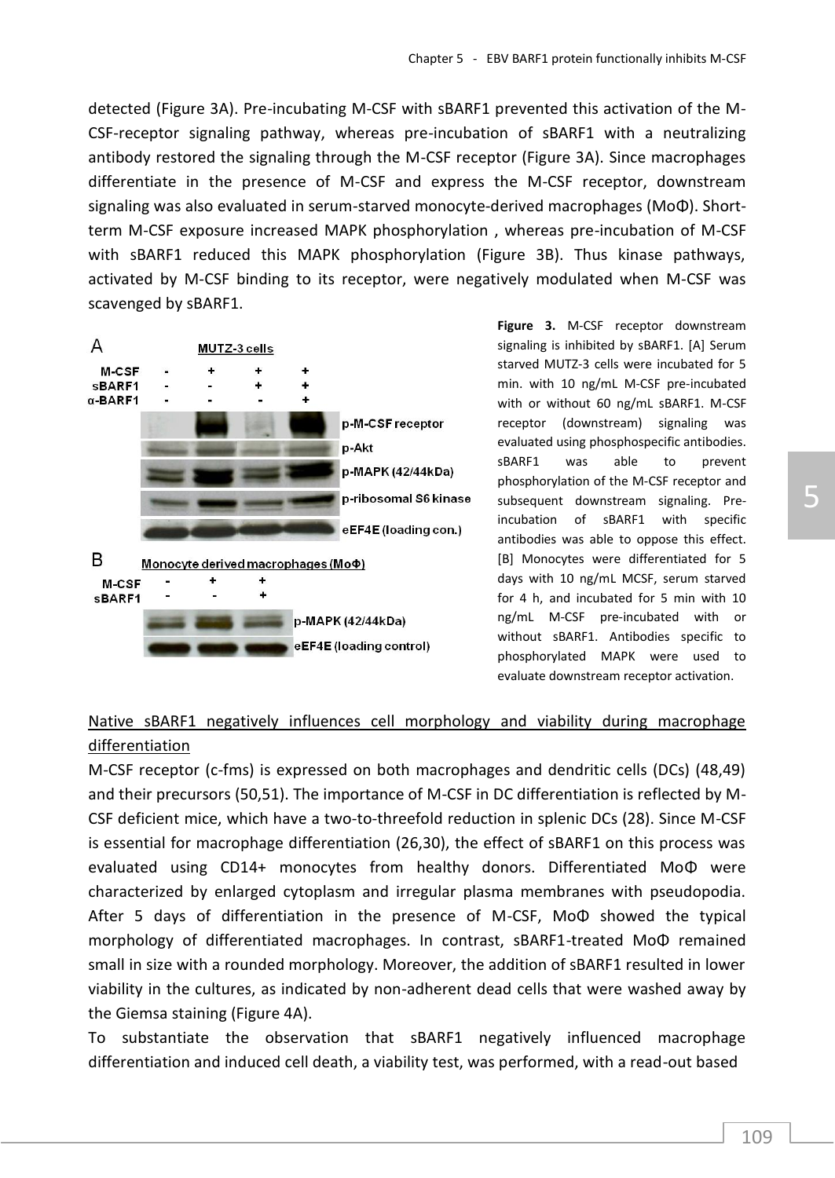detected (Figure 3A). Pre-incubating M-CSF with sBARF1 prevented this activation of the M-CSF-receptor signaling pathway, whereas pre-incubation of sBARF1 with a neutralizing antibody restored the signaling through the M-CSF receptor (Figure 3A). Since macrophages differentiate in the presence of M-CSF and express the M-CSF receptor, downstream signaling was also evaluated in serum-starved monocyte-derived macrophages (MoΦ). Short-term M-CSF exposure increased MAPK phosphorylation , whereas pre-incubation of M-CSF with sBARF1 reduced this MAPK phosphorylation (Figure 3B). Thus kinase pathways, activated by M-CSF binding to its receptor, were negatively modulated when M-CSF was scavenged by sBARF1.

**Figure 3.** M-CSF receptor downstream signaling is inhibited by sBARF1. [A] Serum starved MUTZ-3 cells were incubated for 5 min. with 10 ng/mL M-CSF pre-incubated with or without 60 ng/mL sBARF1. M-CSF receptor (downstream) signaling was evaluated using phosphospecific antibodies. sBARF1 was able to prevent phosphorylation of the M-CSF receptor and subsequent downstream signaling. Pre-incubation of sBARF1 with specific antibodies was able to oppose this effect. [B] Monocytes were differentiated for 5 days with 10 ng/mL MCSF, serum starved for 4 h, and incubated for 5 min with 10 ng/mL M-CSF pre-incubated with or without sBARF1. Antibodies specific to phosphorylated MAPK were used to evaluate downstream receptor activation.

<u>Native sBARF1 negatively influences cell morphology and viability during macrophage differentiation</u>

M-CSF receptor (c-fms) is expressed on both macrophages and dendritic cells (DCs) (48,49) and their precursors (50,51). The importance of M-CSF in DC differentiation is reflected by M-CSF deficient mice, which have a two-to-threefold reduction in splenic DCs (28). Since M-CSF is essential for macrophage differentiation (26,30), the effect of sBARF1 on this process was evaluated using CD14+ monocytes from healthy donors. Differentiated MoΦ were characterized by enlarged cytoplasm and irregular plasma membranes with pseudopodia. After 5 days of differentiation in the presence of M-CSF, MoΦ showed the typical morphology of differentiated macrophages. In contrast, sBARF1-treated MoΦ remained small in size with a rounded morphology. Moreover, the addition of sBARF1 resulted in lower viability in the cultures, as indicated by non-adherent dead cells that were washed away by the Giemsa staining (Figure 4A).

To substantiate the observation that sBARF1 negatively influenced macrophage differentiation and induced cell death, a viability test, was performed, with a read-out based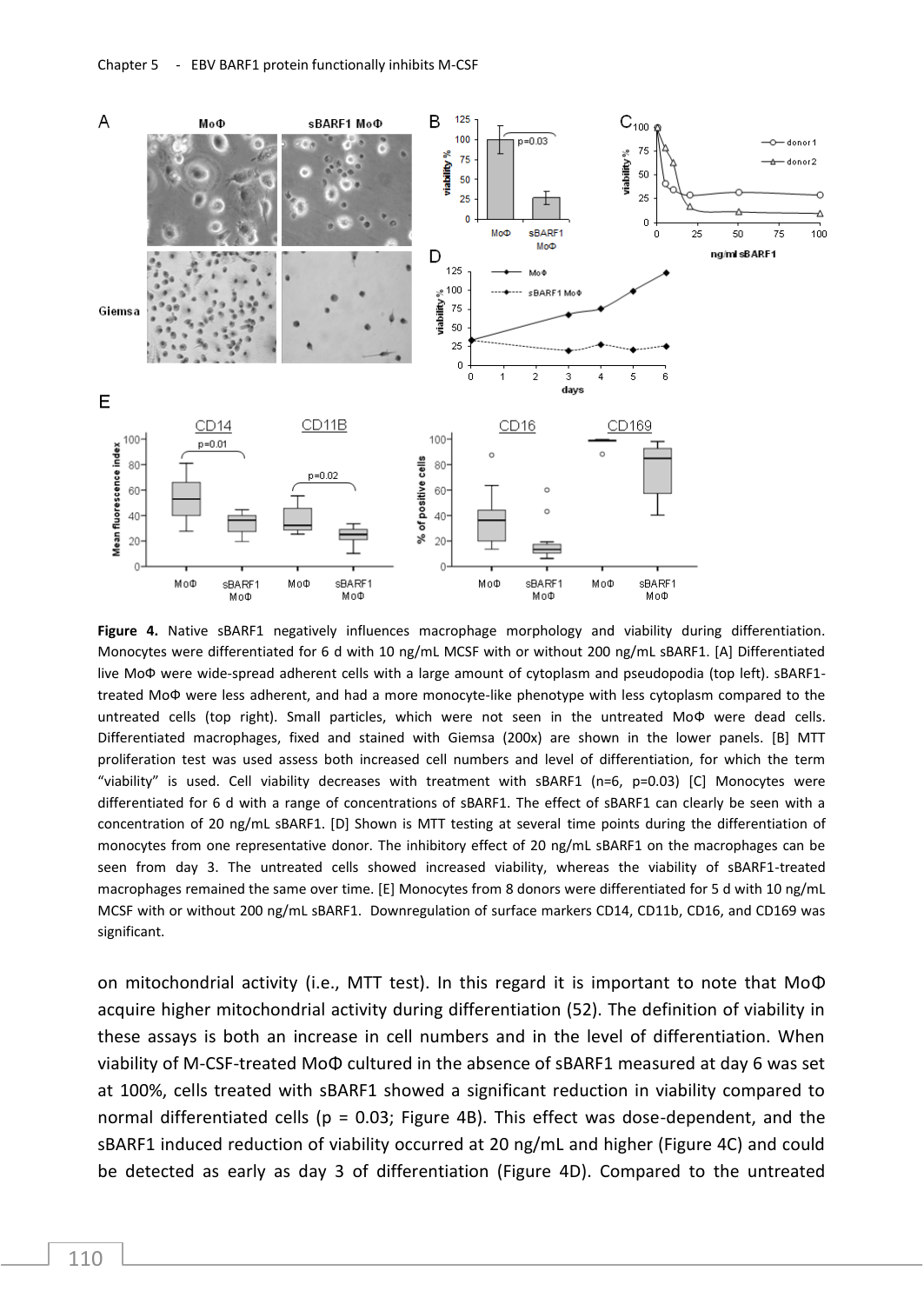**Figure 4.** Native sBARF1 negatively influences macrophage morphology and viability during differentiation. Monocytes were differentiated for 6 d with 10 ng/mL MCSF with or without 200 ng/mL sBARF1. [A] Differentiated live MoΦ were wide-spread adherent cells with a large amount of cytoplasm and pseudopodia (top left). sBARF1-treated MoΦ were less adherent, and had a more monocyte-like phenotype with less cytoplasm compared to the untreated cells (top right). Small particles, which were not seen in the untreated MoΦ were dead cells. Differentiated macrophages, fixed and stained with Giemsa (200x) are shown in the lower panels. [B] MTT proliferation test was used assess both increased cell numbers and level of differentiation, for which the term "viability" is used. Cell viability decreases with treatment with sBARF1 (n=6, p=0.03) [C] Monocytes were differentiated for 6 d with a range of concentrations of sBARF1. The effect of sBARF1 can clearly be seen with a concentration of 20 ng/mL sBARF1. [D] Shown is MTT testing at several time points during the differentiation of monocytes from one representative donor. The inhibitory effect of 20 ng/mL sBARF1 on the macrophages can be seen from day 3. The untreated cells showed increased viability, whereas the viability of sBARF1-treated macrophages remained the same over time. [E] Monocytes from 8 donors were differentiated for 5 d with 10 ng/mL MCSF with or without 200 ng/mL sBARF1. Downregulation of surface markers CD14, CD11b, CD16, and CD169 was significant.

on mitochondrial activity (i.e., MTT test). In this regard it is important to note that MoΦ acquire higher mitochondrial activity during differentiation (52). The definition of viability in these assays is both an increase in cell numbers and in the level of differentiation. When viability of M-CSF-treated MoΦ cultured in the absence of sBARF1 measured at day 6 was set at 100%, cells treated with sBARF1 showed a significant reduction in viability compared to normal differentiated cells ($p = 0.03$; Figure 4B). This effect was dose-dependent, and the sBARF1 induced reduction of viability occurred at 20 ng/mL and higher (Figure 4C) and could be detected as early as day 3 of differentiation (Figure 4D). Compared to the untreated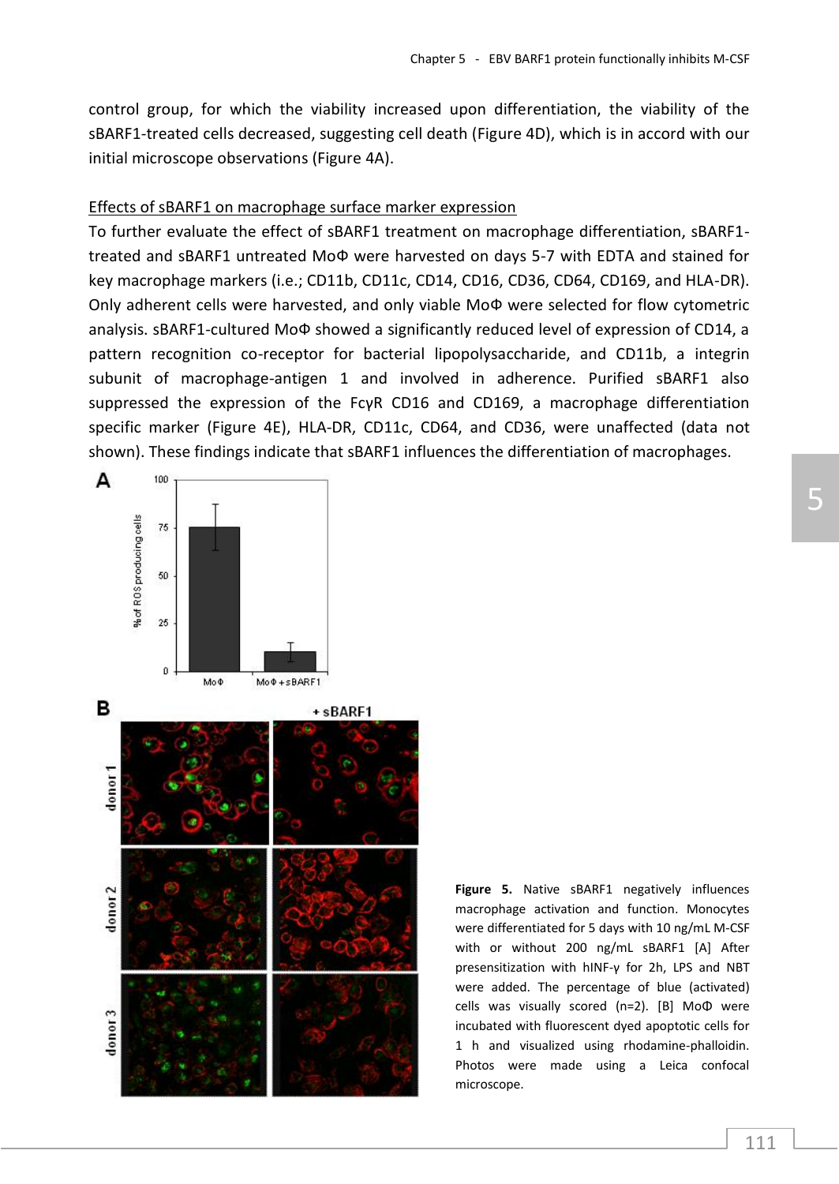control group, for which the viability increased upon differentiation, the viability of the sBARF1-treated cells decreased, suggesting cell death (Figure 4D), which is in accord with our initial microscope observations (Figure 4A).

Effects of sBARF1 on macrophage surface marker expression

To further evaluate the effect of sBARF1 treatment on macrophage differentiation, sBARF1-treated and sBARF1 untreated MoΦ were harvested on days 5-7 with EDTA and stained for key macrophage markers (i.e.; CD11b, CD11c, CD14, CD16, CD36, CD64, CD169, and HLA-DR). Only adherent cells were harvested, and only viable MoΦ were selected for flow cytometric analysis. sBARF1-cultured MoΦ showed a significantly reduced level of expression of CD14, a pattern recognition co-receptor for bacterial lipopolysaccharide, and CD11b, a integrin subunit of macrophage-antigen 1 and involved in adherence. Purified sBARF1 also suppressed the expression of the FcγR CD16 and CD169, a macrophage differentiation specific marker (Figure 4E), HLA-DR, CD11c, CD64, and CD36, were unaffected (data not shown). These findings indicate that sBARF1 influences the differentiation of macrophages.

**Figure 5.** Native sBARF1 negatively influences macrophage activation and function. Monocytes were differentiated for 5 days with 10 ng/mL M-CSF with or without 200 ng/mL sBARF1 [A] After presensitization with hINF-γ for 2h, LPS and NBT were added. The percentage of blue (activated) cells was visually scored (n=2). [B] MoΦ were incubated with fluorescent dyed apoptotic cells for 1 h and visualized using rhodamine-phalloidin. Photos were made using a Leica confocal microscope.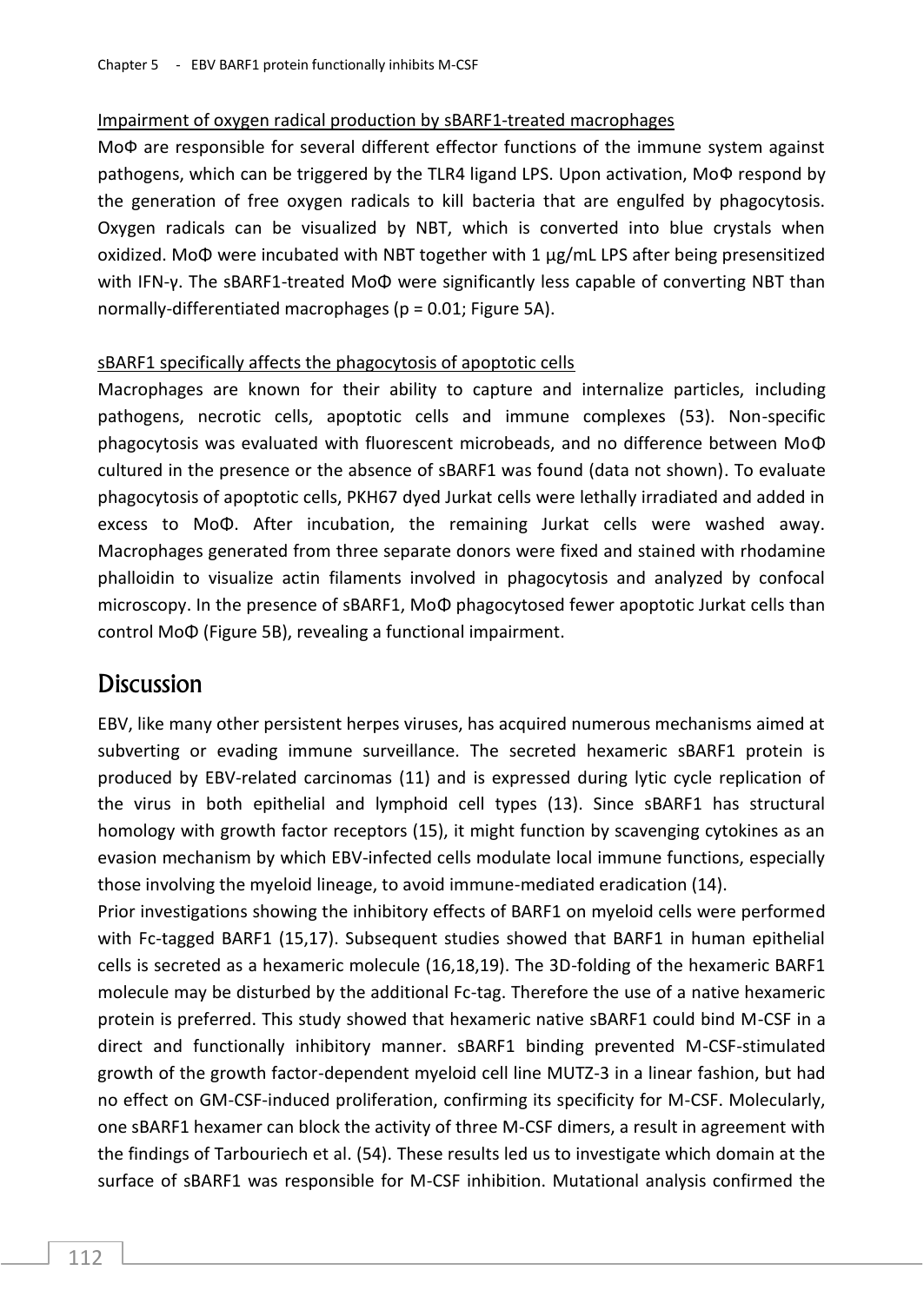Impairment of oxygen radical production by sBARF1-treated macrophages

MoΦ are responsible for several different effector functions of the immune system against pathogens, which can be triggered by the TLR4 ligand LPS. Upon activation, MoΦ respond by the generation of free oxygen radicals to kill bacteria that are engulfed by phagocytosis. Oxygen radicals can be visualized by NBT, which is converted into blue crystals when oxidized. MoΦ were incubated with NBT together with 1 µg/mL LPS after being presensitized with IFN-γ. The sBARF1-treated MoΦ were significantly less capable of converting NBT than normally-differentiated macrophages ($p = 0.01$; Figure 5A).

sBARF1 specifically affects the phagocytosis of apoptotic cells

Macrophages are known for their ability to capture and internalize particles, including pathogens, necrotic cells, apoptotic cells and immune complexes (53). Non-specific phagocytosis was evaluated with fluorescent microbeads, and no difference between MoΦ cultured in the presence or the absence of sBARF1 was found (data not shown). To evaluate phagocytosis of apoptotic cells, PKH67 dyed Jurkat cells were lethally irradiated and added in excess to MoΦ. After incubation, the remaining Jurkat cells were washed away. Macrophages generated from three separate donors were fixed and stained with rhodamine phalloidin to visualize actin filaments involved in phagocytosis and analyzed by confocal microscopy. In the presence of sBARF1, MoΦ phagocytosed fewer apoptotic Jurkat cells than control MoΦ (Figure 5B), revealing a functional impairment.

## Discussion

EBV, like many other persistent herpes viruses, has acquired numerous mechanisms aimed at subverting or evading immune surveillance. The secreted hexameric sBARF1 protein is produced by EBV-related carcinomas (11) and is expressed during lytic cycle replication of the virus in both epithelial and lymphoid cell types (13). Since sBARF1 has structural homology with growth factor receptors (15), it might function by scavenging cytokines as an evasion mechanism by which EBV-infected cells modulate local immune functions, especially those involving the myeloid lineage, to avoid immune-mediated eradication (14).

Prior investigations showing the inhibitory effects of BARF1 on myeloid cells were performed with Fc-tagged BARF1 (15,17). Subsequent studies showed that BARF1 in human epithelial cells is secreted as a hexameric molecule (16,18,19). The 3D-folding of the hexameric BARF1 molecule may be disturbed by the additional Fc-tag. Therefore the use of a native hexameric protein is preferred. This study showed that hexameric native sBARF1 could bind M-CSF in a direct and functionally inhibitory manner. sBARF1 binding prevented M-CSF-stimulated growth of the growth factor-dependent myeloid cell line MUTZ-3 in a linear fashion, but had no effect on GM-CSF-induced proliferation, confirming its specificity for M-CSF. Molecularly, one sBARF1 hexamer can block the activity of three M-CSF dimers, a result in agreement with the findings of Tarbouriech et al. (54). These results led us to investigate which domain at the surface of sBARF1 was responsible for M-CSF inhibition. Mutational analysis confirmed the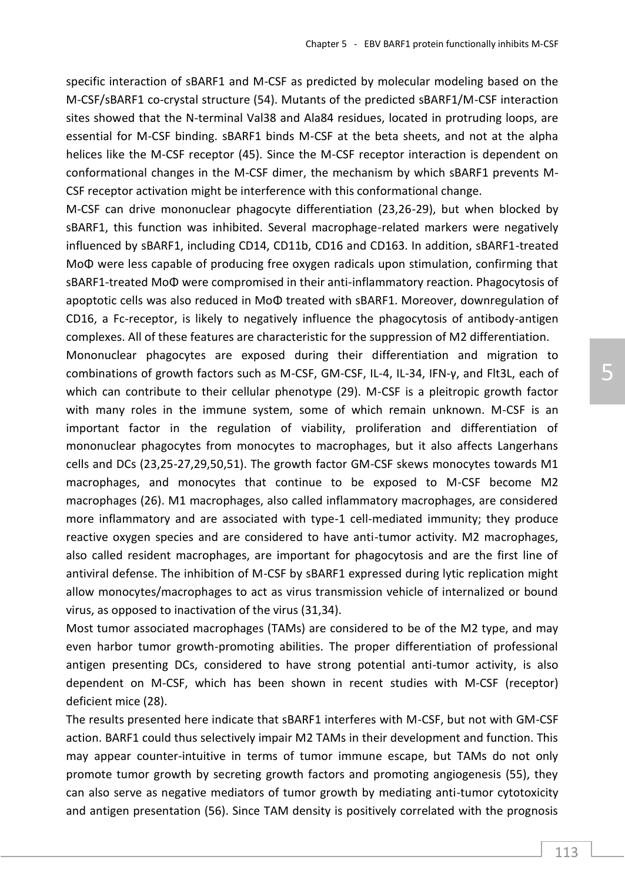specific interaction of sBARF1 and M-CSF as predicted by molecular modeling based on the M-CSF/sBARF1 co-crystal structure (54). Mutants of the predicted sBARF1/M-CSF interaction sites showed that the N-terminal Val38 and Ala84 residues, located in protruding loops, are essential for M-CSF binding. sBARF1 binds M-CSF at the beta sheets, and not at the alpha helices like the M-CSF receptor (45). Since the M-CSF receptor interaction is dependent on conformational changes in the M-CSF dimer, the mechanism by which sBARF1 prevents M-CSF receptor activation might be interference with this conformational change.

M-CSF can drive mononuclear phagocyte differentiation (23,26-29), but when blocked by sBARF1, this function was inhibited. Several macrophage-related markers were negatively influenced by sBARF1, including CD14, CD11b, CD16 and CD163. In addition, sBARF1-treated MoΦ were less capable of producing free oxygen radicals upon stimulation, confirming that sBARF1-treated MoΦ were compromised in their anti-inflammatory reaction. Phagocytosis of apoptotic cells was also reduced in MoΦ treated with sBARF1. Moreover, downregulation of CD16, a Fc-receptor, is likely to negatively influence the phagocytosis of antibody-antigen complexes. All of these features are characteristic for the suppression of M2 differentiation.

Mononuclear phagocytes are exposed during their differentiation and migration to combinations of growth factors such as M-CSF, GM-CSF, IL-4, IL-34, IFN-γ, and Flt3L, each of which can contribute to their cellular phenotype (29). M-CSF is a pleitropic growth factor with many roles in the immune system, some of which remain unknown. M-CSF is an important factor in the regulation of viability, proliferation and differentiation of mononuclear phagocytes from monocytes to macrophages, but it also affects Langerhans cells and DCs (23,25-27,29,50,51). The growth factor GM-CSF skews monocytes towards M1 macrophages, and monocytes that continue to be exposed to M-CSF become M2 macrophages (26). M1 macrophages, also called inflammatory macrophages, are considered more inflammatory and are associated with type-1 cell-mediated immunity; they produce reactive oxygen species and are considered to have anti-tumor activity. M2 macrophages, also called resident macrophages, are important for phagocytosis and are the first line of antiviral defense. The inhibition of M-CSF by sBARF1 expressed during lytic replication might allow monocytes/macrophages to act as virus transmission vehicle of internalized or bound virus, as opposed to inactivation of the virus (31,34).

Most tumor associated macrophages (TAMs) are considered to be of the M2 type, and may even harbor tumor growth-promoting abilities. The proper differentiation of professional antigen presenting DCs, considered to have strong potential anti-tumor activity, is also dependent on M-CSF, which has been shown in recent studies with M-CSF (receptor) deficient mice (28).

The results presented here indicate that sBARF1 interferes with M-CSF, but not with GM-CSF action. BARF1 could thus selectively impair M2 TAMs in their development and function. This may appear counter-intuitive in terms of tumor immune escape, but TAMs do not only promote tumor growth by secreting growth factors and promoting angiogenesis (55), they can also serve as negative mediators of tumor growth by mediating anti-tumor cytotoxicity and antigen presentation (56). Since TAM density is positively correlated with the prognosis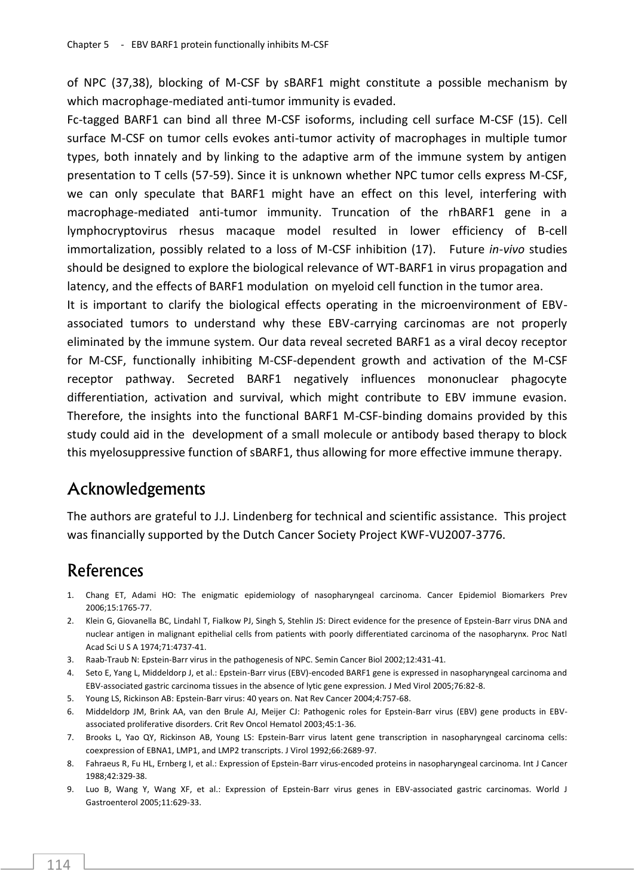of NPC (37,38), blocking of M-CSF by sBARF1 might constitute a possible mechanism by which macrophage-mediated anti-tumor immunity is evaded.

Fc-tagged BARF1 can bind all three M-CSF isoforms, including cell surface M-CSF (15). Cell surface M-CSF on tumor cells evokes anti-tumor activity of macrophages in multiple tumor types, both innately and by linking to the adaptive arm of the immune system by antigen presentation to T cells (57-59). Since it is unknown whether NPC tumor cells express M-CSF, we can only speculate that BARF1 might have an effect on this level, interfering with macrophage-mediated anti-tumor immunity. Truncation of the rhBARF1 gene in a lymphocryptovirus rhesus macaque model resulted in lower efficiency of B-cell immortalization, possibly related to a loss of M-CSF inhibition (17). Future *in-vivo* studies should be designed to explore the biological relevance of WT-BARF1 in virus propagation and latency, and the effects of BARF1 modulation on myeloid cell function in the tumor area.

It is important to clarify the biological effects operating in the microenvironment of EBV-associated tumors to understand why these EBV-carrying carcinomas are not properly eliminated by the immune system. Our data reveal secreted BARF1 as a viral decoy receptor for M-CSF, functionally inhibiting M-CSF-dependent growth and activation of the M-CSF receptor pathway. Secreted BARF1 negatively influences mononuclear phagocyte differentiation, activation and survival, which might contribute to EBV immune evasion. Therefore, the insights into the functional BARF1 M-CSF-binding domains provided by this study could aid in the development of a small molecule or antibody based therapy to block this myelosuppressive function of sBARF1, thus allowing for more effective immune therapy.

## Acknowledgements

The authors are grateful to J.J. Lindenberg for technical and scientific assistance. This project was financially supported by the Dutch Cancer Society Project KWF-VU2007-3776.

## References

1. Chang ET, Adami HO: The enigmatic epidemiology of nasopharyngeal carcinoma. Cancer Epidemiol Biomarkers Prev 2006;15:1765-77.
2. Klein G, Giovanella BC, Lindahl T, Fialkow PJ, Singh S, Stehlin JS: Direct evidence for the presence of Epstein-Barr virus DNA and nuclear antigen in malignant epithelial cells from patients with poorly differentiated carcinoma of the nasopharynx. Proc Natl Acad Sci U S A 1974;71:4737-41.
3. Raab-Traub N: Epstein-Barr virus in the pathogenesis of NPC. Semin Cancer Biol 2002;12:431-41.
4. Seto E, Yang L, Middeldorp J, et al.: Epstein-Barr virus (EBV)-encoded BARF1 gene is expressed in nasopharyngeal carcinoma and EBV-associated gastric carcinoma tissues in the absence of lytic gene expression. J Med Virol 2005;76:82-8.
5. Young LS, Rickinson AB: Epstein-Barr virus: 40 years on. Nat Rev Cancer 2004;4:757-68.
6. Middeldorp JM, Brink AA, van den Brule AJ, Meijer CJ: Pathogenic roles for Epstein-Barr virus (EBV) gene products in EBV-associated proliferative disorders. Crit Rev Oncol Hematol 2003;45:1-36.
7. Brooks L, Yao QY, Rickinson AB, Young LS: Epstein-Barr virus latent gene transcription in nasopharyngeal carcinoma cells: coexpression of EBNA1, LMP1, and LMP2 transcripts. J Virol 1992;66:2689-97.
8. Fahraeus R, Fu HL, Ernberg I, et al.: Expression of Epstein-Barr virus-encoded proteins in nasopharyngeal carcinoma. Int J Cancer 1988;42:329-38.
9. Luo B, Wang Y, Wang XF, et al.: Expression of Epstein-Barr virus genes in EBV-associated gastric carcinomas. World J Gastroenterol 2005;11:629-33.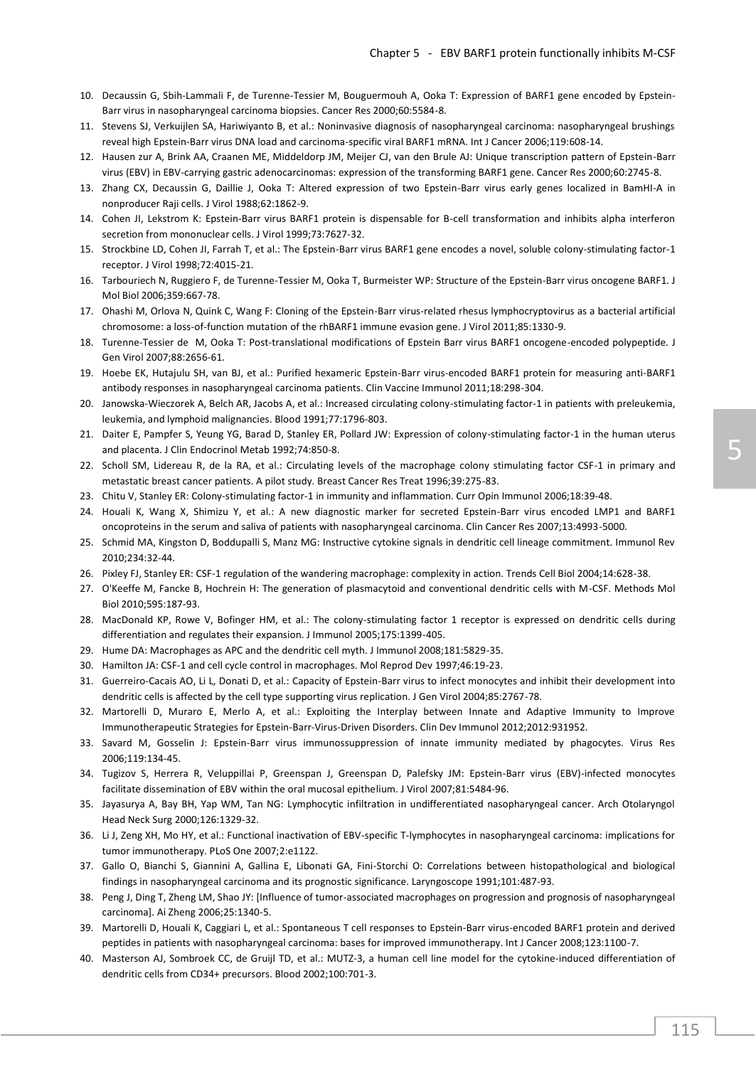10. Decaussin G, Sbih-Lammali F, de Turenne-Tessier M, Bouguermouh A, Ooka T: Expression of BARF1 gene encoded by Epstein-Barr virus in nasopharyngeal carcinoma biopsies. Cancer Res 2000;60:5584-8.
11. Stevens SJ, Verkuijlen SA, Hariwiyanto B, et al.: Noninvasive diagnosis of nasopharyngeal carcinoma: nasopharyngeal brushings reveal high Epstein-Barr virus DNA load and carcinoma-specific viral BARF1 mRNA. Int J Cancer 2006;119:608-14.
12. Hausen zur A, Brink AA, Craanen ME, Middeldorp JM, Meijer CJ, van den Brule AJ: Unique transcription pattern of Epstein-Barr virus (EBV) in EBV-carrying gastric adenocarcinomas: expression of the transforming BARF1 gene. Cancer Res 2000;60:2745-8.
13. Zhang CX, Decaussin G, Daillie J, Ooka T: Altered expression of two Epstein-Barr virus early genes localized in BamHI-A in nonproducer Raji cells. J Virol 1988;62:1862-9.
14. Cohen JI, Lekstrom K: Epstein-Barr virus BARF1 protein is dispensable for B-cell transformation and inhibits alpha interferon secretion from mononuclear cells. J Virol 1999;73:7627-32.
15. Strockbine LD, Cohen JI, Farrah T, et al.: The Epstein-Barr virus BARF1 gene encodes a novel, soluble colony-stimulating factor-1 receptor. J Virol 1998;72:4015-21.
16. Tarbouriech N, Ruggiero F, de Turenne-Tessier M, Ooka T, Burmeister WP: Structure of the Epstein-Barr virus oncogene BARF1. J Mol Biol 2006;359:667-78.
17. Ohashi M, Orlova N, Quink C, Wang F: Cloning of the Epstein-Barr virus-related rhesus lymphocryptovirus as a bacterial artificial chromosome: a loss-of-function mutation of the rhBARF1 immune evasion gene. J Virol 2011;85:1330-9.
18. Turenne-Tessier de M, Ooka T: Post-translational modifications of Epstein Barr virus BARF1 oncogene-encoded polypeptide. J Gen Virol 2007;88:2656-61.
19. Hoebe EK, Hutajulu SH, van BJ, et al.: Purified hexameric Epstein-Barr virus-encoded BARF1 protein for measuring anti-BARF1 antibody responses in nasopharyngeal carcinoma patients. Clin Vaccine Immunol 2011;18:298-304.
20. Janowska-Wieczorek A, Belch AR, Jacobs A, et al.: Increased circulating colony-stimulating factor-1 in patients with preleukemia, leukemia, and lymphoid malignancies. Blood 1991;77:1796-803.
21. Daiter E, Pampfer S, Yeung YG, Barad D, Stanley ER, Pollard JW: Expression of colony-stimulating factor-1 in the human uterus and placenta. J Clin Endocrinol Metab 1992;74:850-8.
22. Scholl SM, Lidereau R, de la RA, et al.: Circulating levels of the macrophage colony stimulating factor CSF-1 in primary and metastatic breast cancer patients. A pilot study. Breast Cancer Res Treat 1996;39:275-83.
23. Chitu V, Stanley ER: Colony-stimulating factor-1 in immunity and inflammation. Curr Opin Immunol 2006;18:39-48.
24. Houali K, Wang X, Shimizu Y, et al.: A new diagnostic marker for secreted Epstein-Barr virus encoded LMP1 and BARF1 oncoproteins in the serum and saliva of patients with nasopharyngeal carcinoma. Clin Cancer Res 2007;13:4993-5000.
25. Schmid MA, Kingston D, Boddupalli S, Manz MG: Instructive cytokine signals in dendritic cell lineage commitment. Immunol Rev 2010;234:32-44.
26. Pixley FJ, Stanley ER: CSF-1 regulation of the wandering macrophage: complexity in action. Trends Cell Biol 2004;14:628-38.
27. O'Keeffe M, Fancke B, Hochrein H: The generation of plasmacytoid and conventional dendritic cells with M-CSF. Methods Mol Biol 2010;595:187-93.
28. MacDonald KP, Rowe V, Bofinger HM, et al.: The colony-stimulating factor 1 receptor is expressed on dendritic cells during differentiation and regulates their expansion. J Immunol 2005;175:1399-405.
29. Hume DA: Macrophages as APC and the dendritic cell myth. J Immunol 2008;181:5829-35.
30. Hamilton JA: CSF-1 and cell cycle control in macrophages. Mol Reprod Dev 1997;46:19-23.
31. Guerreiro-Cacais AO, Li L, Donati D, et al.: Capacity of Epstein-Barr virus to infect monocytes and inhibit their development into dendritic cells is affected by the cell type supporting virus replication. J Gen Virol 2004;85:2767-78.
32. Martorelli D, Muraro E, Merlo A, et al.: Exploiting the Interplay between Innate and Adaptive Immunity to Improve Immunotherapeutic Strategies for Epstein-Barr-Virus-Driven Disorders. Clin Dev Immunol 2012;2012:931952.
33. Savard M, Gosselin J: Epstein-Barr virus immunossuppression of innate immunity mediated by phagocytes. Virus Res 2006;119:134-45.
34. Tugizov S, Herrera R, Veluppillai P, Greenspan J, Greenspan D, Palefsky JM: Epstein-Barr virus (EBV)-infected monocytes facilitate dissemination of EBV within the oral mucosal epithelium. J Virol 2007;81:5484-96.
35. Jayasurya A, Bay BH, Yap WM, Tan NG: Lymphocytic infiltration in undifferentiated nasopharyngeal cancer. Arch Otolaryngol Head Neck Surg 2000;126:1329-32.
36. Li J, Zeng XH, Mo HY, et al.: Functional inactivation of EBV-specific T-lymphocytes in nasopharyngeal carcinoma: implications for tumor immunotherapy. PLoS One 2007;2:e1122.
37. Gallo O, Bianchi S, Giannini A, Gallina E, Libonati GA, Fini-Storchi O: Correlations between histopathological and biological findings in nasopharyngeal carcinoma and its prognostic significance. Laryngoscope 1991;101:487-93.
38. Peng J, Ding T, Zheng LM, Shao JY: [Influence of tumor-associated macrophages on progression and prognosis of nasopharyngeal carcinoma]. Ai Zheng 2006;25:1340-5.
39. Martorelli D, Houali K, Caggiari L, et al.: Spontaneous T cell responses to Epstein-Barr virus-encoded BARF1 protein and derived peptides in patients with nasopharyngeal carcinoma: bases for improved immunotherapy. Int J Cancer 2008;123:1100-7.
40. Masterson AJ, Sombroek CC, de Gruijl TD, et al.: MUTZ-3, a human cell line model for the cytokine-induced differentiation of dendritic cells from CD34+ precursors. Blood 2002;100:701-3.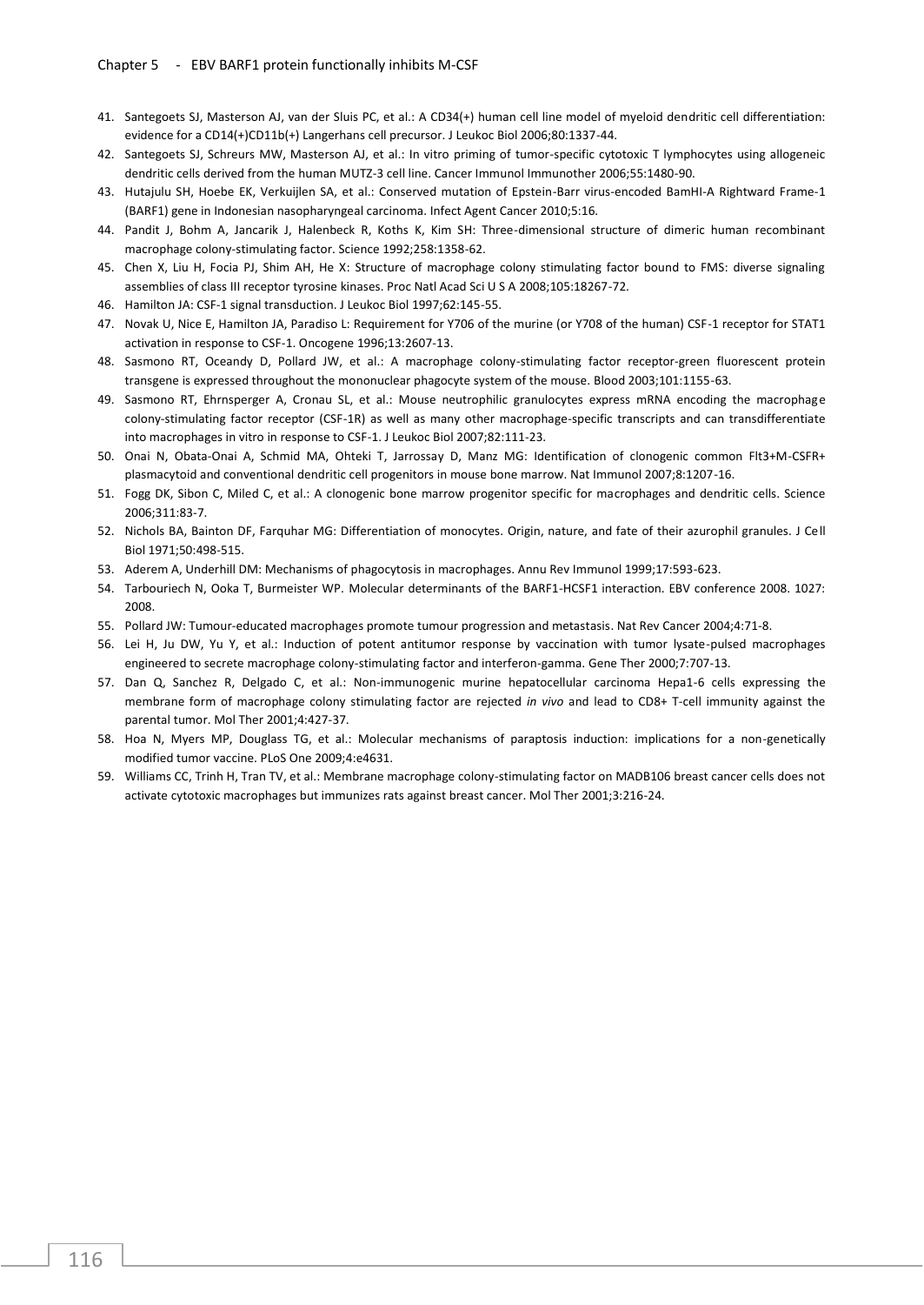41. Santegoets SJ, Masterson AJ, van der Sluis PC, et al.: A CD34(+) human cell line model of myeloid dendritic cell differentiation: evidence for a CD14(+)CD11b(+) Langerhans cell precursor. J Leukoc Biol 2006;80:1337-44.
42. Santegoets SJ, Schreurs MW, Masterson AJ, et al.: In vitro priming of tumor-specific cytotoxic T lymphocytes using allogeneic dendritic cells derived from the human MUTZ-3 cell line. Cancer Immunol Immunother 2006;55:1480-90.
43. Hutajulu SH, Hoebe EK, Verkuijlen SA, et al.: Conserved mutation of Epstein-Barr virus-encoded BamHI-A Rightward Frame-1 (BARF1) gene in Indonesian nasopharyngeal carcinoma. Infect Agent Cancer 2010;5:16.
44. Pandit J, Bohm A, Jancarik J, Halenbeck R, Koths K, Kim SH: Three-dimensional structure of dimeric human recombinant macrophage colony-stimulating factor. Science 1992;258:1358-62.
45. Chen X, Liu H, Focia PJ, Shim AH, He X: Structure of macrophage colony stimulating factor bound to FMS: diverse signaling assemblies of class III receptor tyrosine kinases. Proc Natl Acad Sci U S A 2008;105:18267-72.
46. Hamilton JA: CSF-1 signal transduction. J Leukoc Biol 1997;62:145-55.
47. Novak U, Nice E, Hamilton JA, Paradiso L: Requirement for Y706 of the murine (or Y708 of the human) CSF-1 receptor for STAT1 activation in response to CSF-1. Oncogene 1996;13:2607-13.
48. Sasmono RT, Oceandy D, Pollard JW, et al.: A macrophage colony-stimulating factor receptor-green fluorescent protein transgene is expressed throughout the mononuclear phagocyte system of the mouse. Blood 2003;101:1155-63.
49. Sasmono RT, Ehrnsperger A, Cronau SL, et al.: Mouse neutrophilic granulocytes express mRNA encoding the macrophage colony-stimulating factor receptor (CSF-1R) as well as many other macrophage-specific transcripts and can transdifferentiate into macrophages in vitro in response to CSF-1. J Leukoc Biol 2007;82:111-23.
50. Onai N, Obata-Onai A, Schmid MA, Ohteki T, Jarrossay D, Manz MG: Identification of clonogenic common Flt3+M-CSFR+ plasmacytoid and conventional dendritic cell progenitors in mouse bone marrow. Nat Immunol 2007;8:1207-16.
51. Fogg DK, Sibon C, Miled C, et al.: A clonogenic bone marrow progenitor specific for macrophages and dendritic cells. Science 2006;311:83-7.
52. Nichols BA, Bainton DF, Farquhar MG: Differentiation of monocytes. Origin, nature, and fate of their azurophil granules. J Cell Biol 1971;50:498-515.
53. Aderem A, Underhill DM: Mechanisms of phagocytosis in macrophages. Annu Rev Immunol 1999;17:593-623.
54. Tarbouriech N, Ooka T, Burmeister WP. Molecular determinants of the BARF1-HCSF1 interaction. EBV conference 2008. 1027: 2008.
55. Pollard JW: Tumour-educated macrophages promote tumour progression and metastasis. Nat Rev Cancer 2004;4:71-8.
56. Lei H, Ju DW, Yu Y, et al.: Induction of potent antitumor response by vaccination with tumor lysate-pulsed macrophages engineered to secrete macrophage colony-stimulating factor and interferon-gamma. Gene Ther 2000;7:707-13.
57. Dan Q, Sanchez R, Delgado C, et al.: Non-immunogenic murine hepatocellular carcinoma Hepa1-6 cells expressing the membrane form of macrophage colony stimulating factor are rejected *in vivo* and lead to CD8+ T-cell immunity against the parental tumor. Mol Ther 2001;4:427-37.
58. Hoa N, Myers MP, Douglass TG, et al.: Molecular mechanisms of paraptosis induction: implications for a non-genetically modified tumor vaccine. PLoS One 2009;4:e4631.
59. Williams CC, Trinh H, Tran TV, et al.: Membrane macrophage colony-stimulating factor on MADB106 breast cancer cells does not activate cytotoxic macrophages but immunizes rats against breast cancer. Mol Ther 2001;3:216-24.